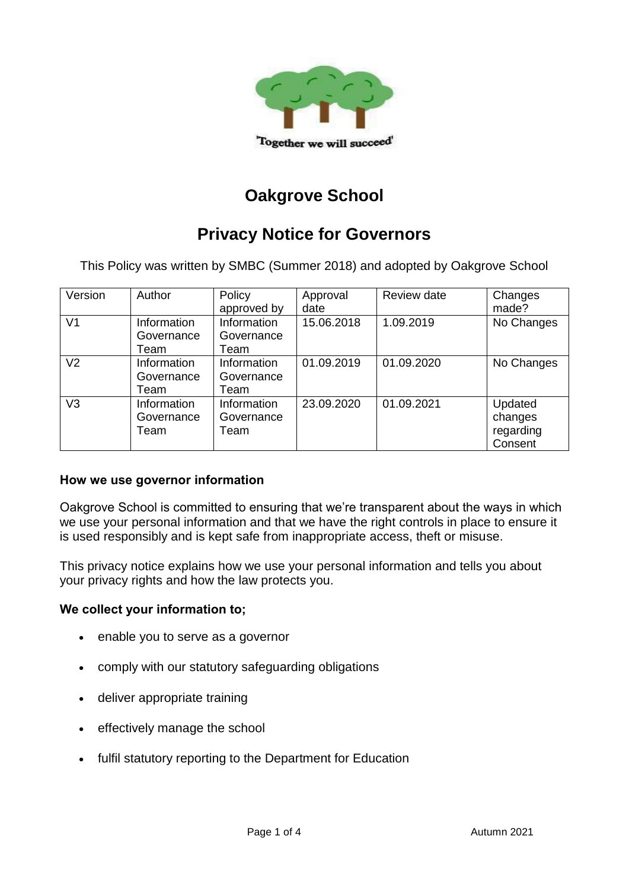'Together we will succeed'

# Oakgrove School

# Privacy Notice for Governors

This Policy was written by SMBC (Summer 2018) and adopted by Oakgrove School

| Version | Author | Policy approved by | Approval date | Review date | Changes made? |
|---|---|---|---|---|---|
| V1 | Information Governance Team | Information Governance Team | 15.06.2018 | 1.09.2019 | No Changes |
| V2 | Information Governance Team | Information Governance Team | 01.09.2019 | 01.09.2020 | No Changes |
| V3 | Information Governance Team | Information Governance Team | 23.09.2020 | 01.09.2021 | Updated changes regarding Consent |

**How we use governor information**

Oakgrove School is committed to ensuring that we're transparent about the ways in which we use your personal information and that we have the right controls in place to ensure it is used responsibly and is kept safe from inappropriate access, theft or misuse.

This privacy notice explains how we use your personal information and tells you about your privacy rights and how the law protects you.

**We collect your information to;**

- enable you to serve as a governor
- comply with our statutory safeguarding obligations
- deliver appropriate training
- effectively manage the school
- fulfil statutory reporting to the Department for Education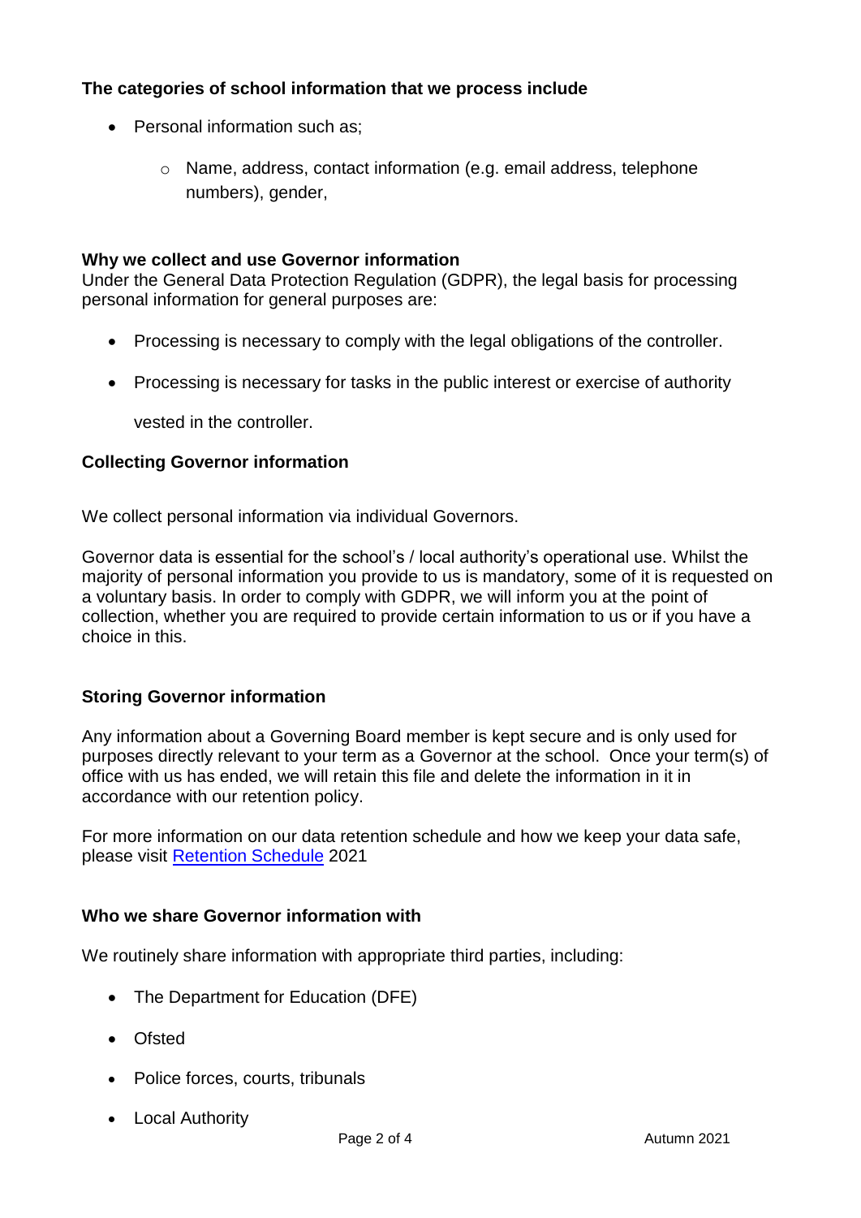### The categories of school information that we process include

- Personal information such as;
  - Name, address, contact information (e.g. email address, telephone numbers), gender,

### Why we collect and use Governor information

Under the General Data Protection Regulation (GDPR), the legal basis for processing personal information for general purposes are:

- Processing is necessary to comply with the legal obligations of the controller.
- Processing is necessary for tasks in the public interest or exercise of authority vested in the controller.

### Collecting Governor information

We collect personal information via individual Governors.

Governor data is essential for the school's / local authority's operational use. Whilst the majority of personal information you provide to us is mandatory, some of it is requested on a voluntary basis. In order to comply with GDPR, we will inform you at the point of collection, whether you are required to provide certain information to us or if you have a choice in this.

### Storing Governor information

Any information about a Governing Board member is kept secure and is only used for purposes directly relevant to your term as a Governor at the school. Once your term(s) of office with us has ended, we will retain this file and delete the information in it in accordance with our retention policy.

For more information on our data retention schedule and how we keep your data safe, please visit Retention Schedule 2021

### Who we share Governor information with

We routinely share information with appropriate third parties, including:

- The Department for Education (DFE)
- Ofsted
- Police forces, courts, tribunals
- Local Authority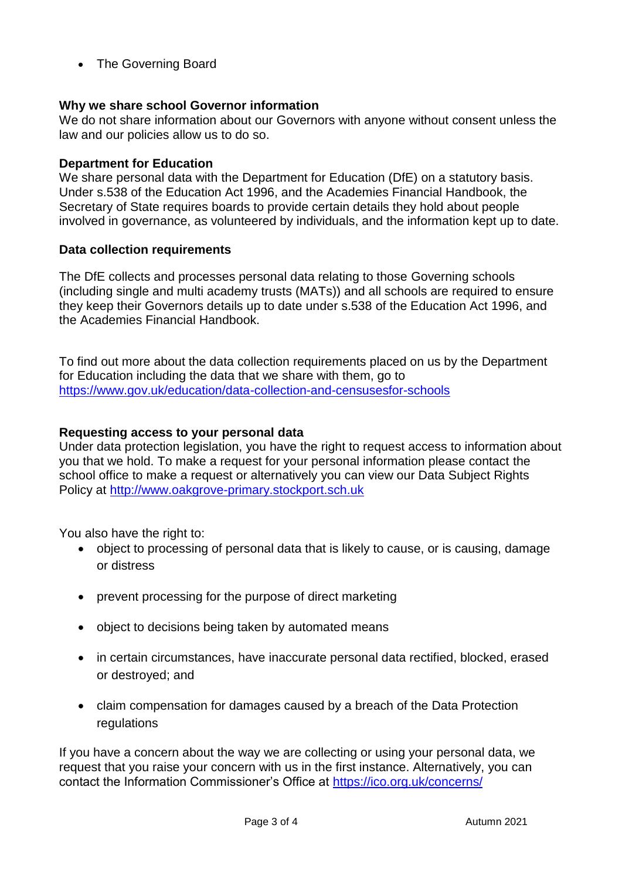- The Governing Board

**Why we share school Governor information**
We do not share information about our Governors with anyone without consent unless the law and our policies allow us to do so.

**Department for Education**
We share personal data with the Department for Education (DfE) on a statutory basis. Under s.538 of the Education Act 1996, and the Academies Financial Handbook, the Secretary of State requires boards to provide certain details they hold about people involved in governance, as volunteered by individuals, and the information kept up to date.

**Data collection requirements**

The DfE collects and processes personal data relating to those Governing schools (including single and multi academy trusts (MATs)) and all schools are required to ensure they keep their Governors details up to date under s.538 of the Education Act 1996, and the Academies Financial Handbook.

To find out more about the data collection requirements placed on us by the Department for Education including the data that we share with them, go to [https://www.gov.uk/education/data-collection-and-censusesfor-schools](https://www.gov.uk/education/data-collection-and-censusesfor-schools)

**Requesting access to your personal data**
Under data protection legislation, you have the right to request access to information about you that we hold. To make a request for your personal information please contact the school office to make a request or alternatively you can view our Data Subject Rights Policy at [http://www.oakgrove-primary.stockport.sch.uk](http://www.oakgrove-primary.stockport.sch.uk)

You also have the right to:

- object to processing of personal data that is likely to cause, or is causing, damage or distress
- prevent processing for the purpose of direct marketing
- object to decisions being taken by automated means
- in certain circumstances, have inaccurate personal data rectified, blocked, erased or destroyed; and
- claim compensation for damages caused by a breach of the Data Protection regulations

If you have a concern about the way we are collecting or using your personal data, we request that you raise your concern with us in the first instance. Alternatively, you can contact the Information Commissioner's Office at [https://ico.org.uk/concerns/](https://ico.org.uk/concerns/)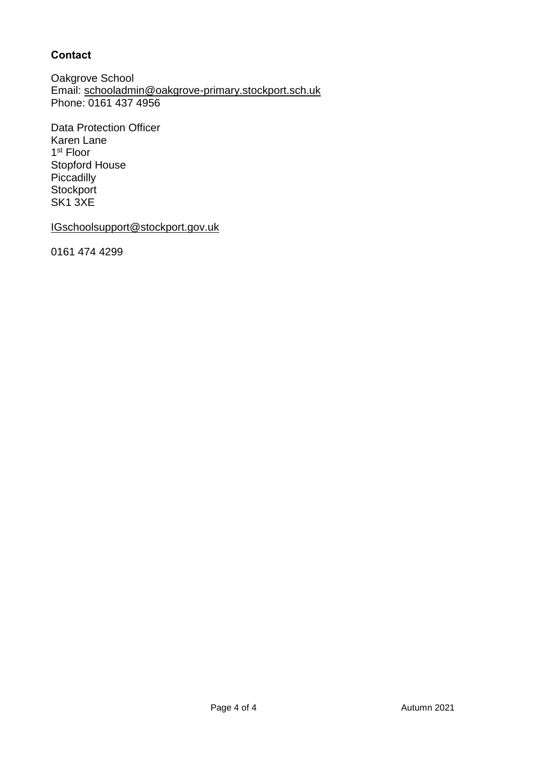### Contact

Oakgrove School
Email: schooladmin@oakgrove-primary.stockport.sch.uk
Phone: 0161 437 4956

Data Protection Officer
Karen Lane
1st Floor
Stopford House
Piccadilly
Stockport
SK1 3XE

IGschoolsupport@stockport.gov.uk

0161 474 4299